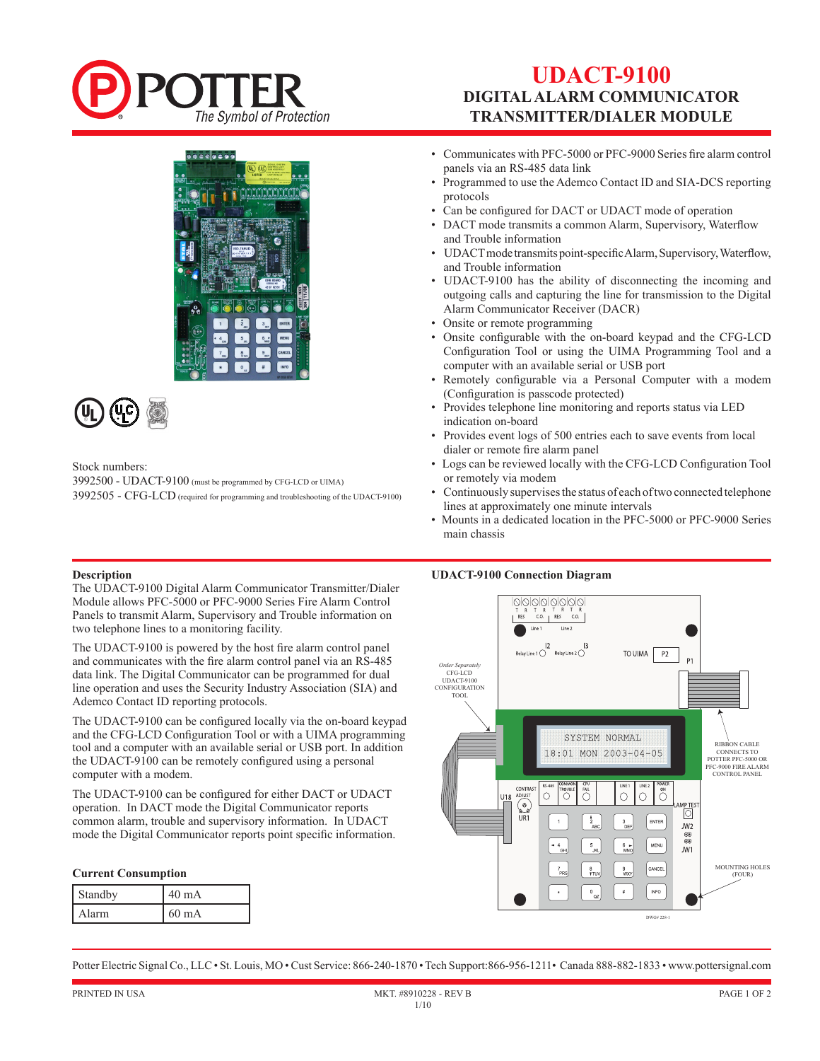# UDACT-9100

## DIGITAL ALARM COMMUNICATOR TRANSMITTER/DIALER MODULE

- Communicates with PFC-5000 or PFC-9000 Series fire alarm control panels via an RS-485 data link
- Programmed to use the Ademco Contact ID and SIA-DCS reporting protocols
- Can be configured for DACT or UDACT mode of operation
- DACT mode transmits a common Alarm, Supervisory, Waterflow and Trouble information
- UDACT mode transmits point-specific Alarm, Supervisory, Waterflow, and Trouble information
- UDACT-9100 has the ability of disconnecting the incoming and outgoing calls and capturing the line for transmission to the Digital Alarm Communicator Receiver (DACR)
- Onsite or remote programming
- Onsite configurable with the on-board keypad and the CFG-LCD Configuration Tool or using the UIMA Programming Tool and a computer with an available serial or USB port
- Remotely configurable via a Personal Computer with a modem (Configuration is passcode protected)
- Provides telephone line monitoring and reports status via LED indication on-board
- Provides event logs of 500 entries each to save events from local dialer or remote fire alarm panel
- Logs can be reviewed locally with the CFG-LCD Configuration Tool or remotely via modem
- Continuously supervises the status of each of two connected telephone lines at approximately one minute intervals
- Mounts in a dedicated location in the PFC-5000 or PFC-9000 Series main chassis

Stock numbers:
3992500 - UDACT-9100 (must be programmed by CFG-LCD or UIMA)
3992505 - CFG-LCD (required for programming and troubleshooting of the UDACT-9100)

### Description

The UDACT-9100 Digital Alarm Communicator Transmitter/Dialer Module allows PFC-5000 or PFC-9000 Series Fire Alarm Control Panels to transmit Alarm, Supervisory and Trouble information on two telephone lines to a monitoring facility.

The UDACT-9100 is powered by the host fire alarm control panel and communicates with the fire alarm control panel via an RS-485 data link. The Digital Communicator can be programmed for dual line operation and uses the Security Industry Association (SIA) and Ademco Contact ID reporting protocols.

The UDACT-9100 can be configured locally via the on-board keypad and the CFG-LCD Configuration Tool or with a UIMA programming tool and a computer with an available serial or USB port. In addition the UDACT-9100 can be remotely configured using a personal computer with a modem.

The UDACT-9100 can be configured for either DACT or UDACT operation. In DACT mode the Digital Communicator reports common alarm, trouble and supervisory information. In UDACT mode the Digital Communicator reports point specific information.

### Current Consumption

| Standby | 40 mA |
|---|---|
| Alarm | 60 mA |

### UDACT-9100 Connection Diagram

Order Separately CFG-LCD UDACT-9100 CONFIGURATION TOOL

RIBBON CABLE CONNECTS TO POTTER PFC-5000 OR PFC-9000 FIRE ALARM CONTROL PANEL

MOUNTING HOLES (FOUR)

DWG# 228-1

Potter Electric Signal Co., LLC • St. Louis, MO • Cust Service: 866-240-1870 • Tech Support:866-956-1211• Canada 888-882-1833 • www.pottersignal.com

PRINTED IN USA — MKT. #8910228 - REV B 1/10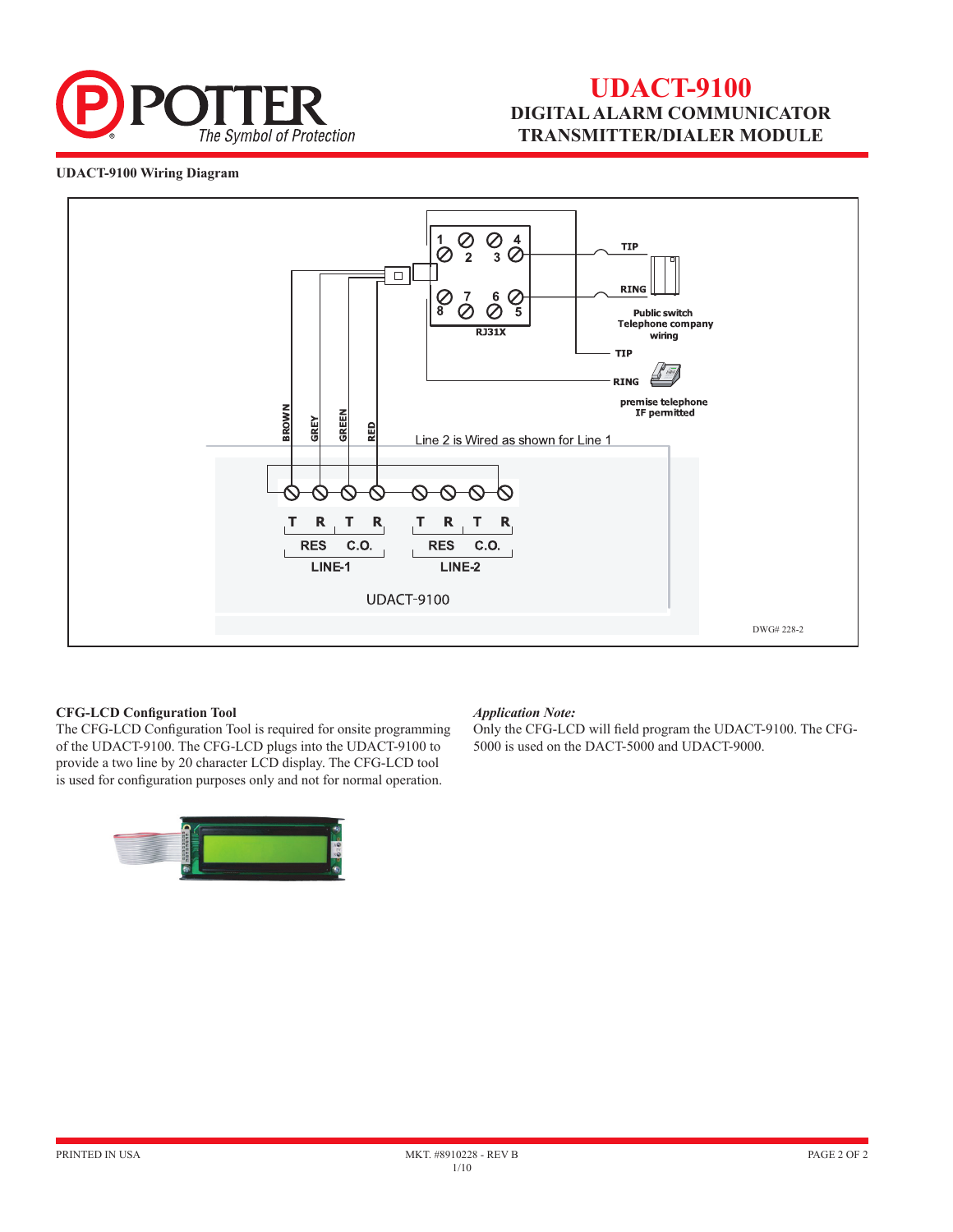# UDACT-9100

## DIGITAL ALARM COMMUNICATOR TRANSMITTER/DIALER MODULE

**UDACT-9100 Wiring Diagram**

1 2 3 4
8 7 6 5
RJ31X
TIP
RING
Public switch Telephone company wiring
TIP
RING
premise telephone IF permitted
BROWN
GREY
GREEN
RED
Line 2 is Wired as shown for Line 1
T R T R T R T R
RES C.O. RES C.O.
LINE-1 LINE-2
UDACT-9100
DWG# 228-2

### CFG-LCD Configuration Tool

The CFG-LCD Configuration Tool is required for onsite programming of the UDACT-9100. The CFG-LCD plugs into the UDACT-9100 to provide a two line by 20 character LCD display. The CFG-LCD tool is used for configuration purposes only and not for normal operation.

### *Application Note:*

Only the CFG-LCD will field program the UDACT-9100. The CFG-5000 is used on the DACT-5000 and UDACT-9000.

PRINTED IN USA

MKT. #8910228 - REV B
1/10